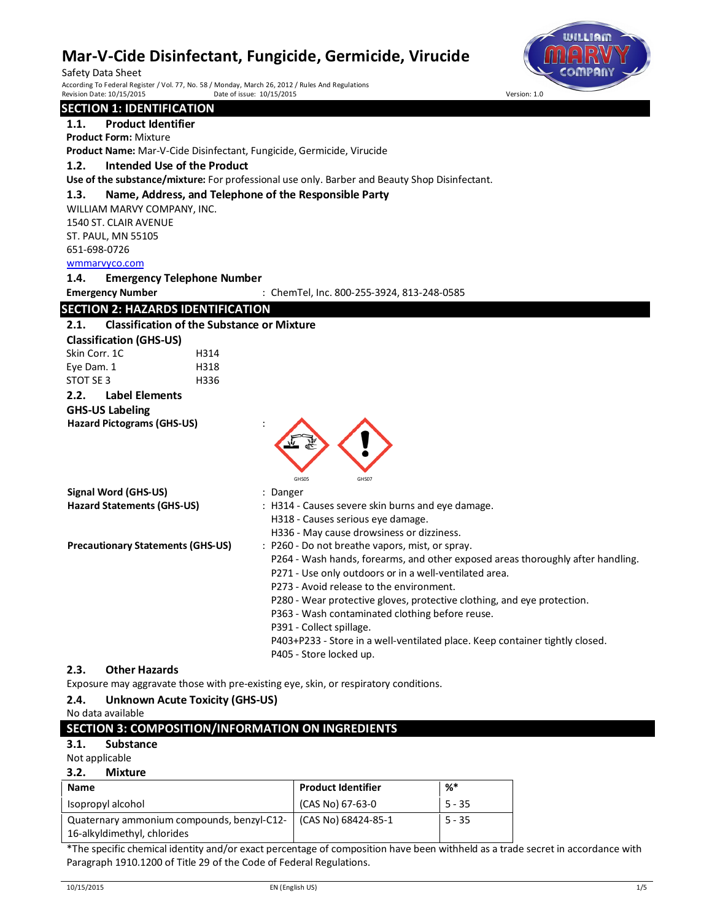# Mar-V-Cide Disinfectant, Fungicide, Germicide, Virucide

Safety Data Sheet

According To Federal Register / Vol. 77, No. 58 / Monday, March 26, 2012 / Rules And Regulations

Revision Date: 10/15/2015 Date of issue: 10/15/2015 Version: 1.0

## SECTION 1: IDENTIFICATION

### 1.1. Product Identifier

**Product Form:** Mixture

**Product Name:** Mar-V-Cide Disinfectant, Fungicide, Germicide, Virucide

### 1.2. Intended Use of the Product

**Use of the substance/mixture:** For professional use only. Barber and Beauty Shop Disinfectant.

### 1.3. Name, Address, and Telephone of the Responsible Party

WILLIAM MARVY COMPANY, INC.
1540 ST. CLAIR AVENUE
ST. PAUL, MN 55105
651-698-0726
wmmarvyco.com

### 1.4. Emergency Telephone Number

**Emergency Number** : ChemTel, Inc. 800-255-3924, 813-248-0585

## SECTION 2: HAZARDS IDENTIFICATION

### 2.1. Classification of the Substance or Mixture

**Classification (GHS-US)**

Skin Corr. 1C H314
Eye Dam. 1 H318
STOT SE 3 H336

### 2.2. Label Elements

**GHS-US Labeling**

**Hazard Pictograms (GHS-US)** :

GHS05 GHS07

**Signal Word (GHS-US)** : Danger

**Hazard Statements (GHS-US)** : H314 - Causes severe skin burns and eye damage.
H318 - Causes serious eye damage.
H336 - May cause drowsiness or dizziness.

**Precautionary Statements (GHS-US)** : P260 - Do not breathe vapors, mist, or spray.
P264 - Wash hands, forearms, and other exposed areas thoroughly after handling.
P271 - Use only outdoors or in a well-ventilated area.
P273 - Avoid release to the environment.
P280 - Wear protective gloves, protective clothing, and eye protection.
P363 - Wash contaminated clothing before reuse.
P391 - Collect spillage.
P403+P233 - Store in a well-ventilated place. Keep container tightly closed.
P405 - Store locked up.

### 2.3. Other Hazards

Exposure may aggravate those with pre-existing eye, skin, or respiratory conditions.

### 2.4. Unknown Acute Toxicity (GHS-US)

No data available

## SECTION 3: COMPOSITION/INFORMATION ON INGREDIENTS

### 3.1. Substance

Not applicable

### 3.2. Mixture

| Name | Product Identifier | %* |
|---|---|---|
| Isopropyl alcohol | (CAS No) 67-63-0 | 5 - 35 |
| Quaternary ammonium compounds, benzyl-C12-16-alkyldimethyl, chlorides | (CAS No) 68424-85-1 | 5 - 35 |

*The specific chemical identity and/or exact percentage of composition have been withheld as a trade secret in accordance with Paragraph 1910.1200 of Title 29 of the Code of Federal Regulations.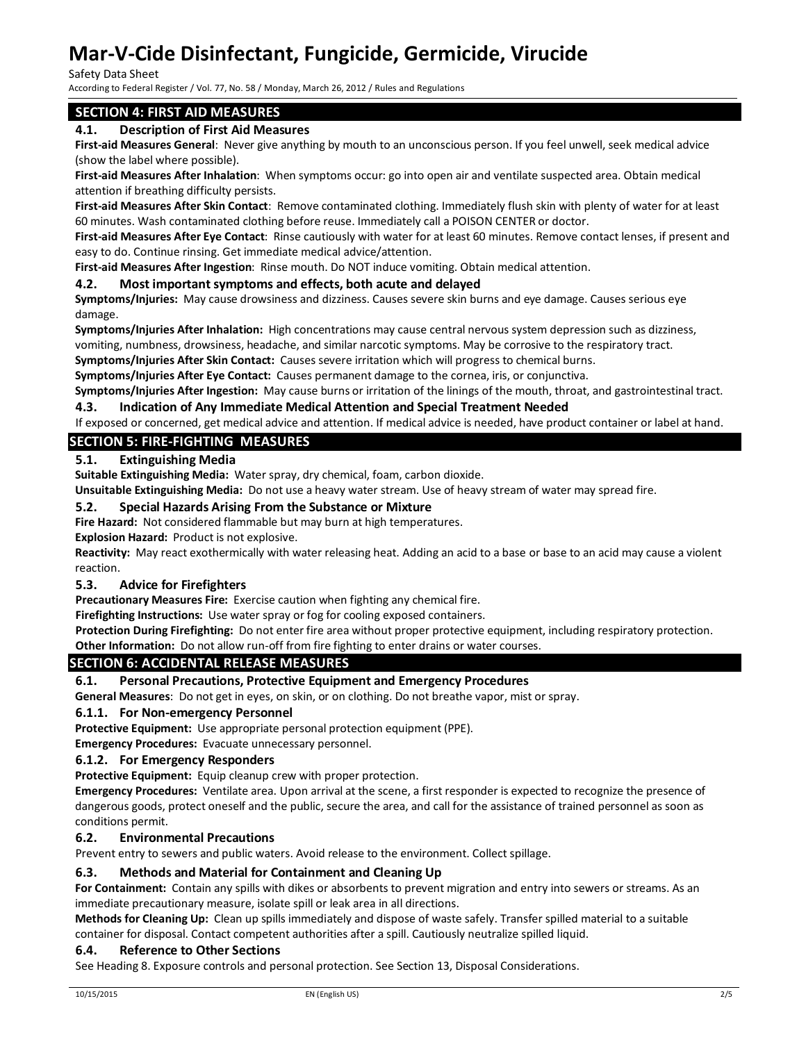## SECTION 4: FIRST AID MEASURES

### 4.1. Description of First Aid Measures

**First-aid Measures General**: Never give anything by mouth to an unconscious person. If you feel unwell, seek medical advice (show the label where possible).

**First-aid Measures After Inhalation**: When symptoms occur: go into open air and ventilate suspected area. Obtain medical attention if breathing difficulty persists.

**First-aid Measures After Skin Contact**: Remove contaminated clothing. Immediately flush skin with plenty of water for at least 60 minutes. Wash contaminated clothing before reuse. Immediately call a POISON CENTER or doctor.

**First-aid Measures After Eye Contact**: Rinse cautiously with water for at least 60 minutes. Remove contact lenses, if present and easy to do. Continue rinsing. Get immediate medical advice/attention.

**First-aid Measures After Ingestion**: Rinse mouth. Do NOT induce vomiting. Obtain medical attention.

### 4.2. Most important symptoms and effects, both acute and delayed

**Symptoms/Injuries:** May cause drowsiness and dizziness. Causes severe skin burns and eye damage. Causes serious eye damage.

**Symptoms/Injuries After Inhalation:** High concentrations may cause central nervous system depression such as dizziness, vomiting, numbness, drowsiness, headache, and similar narcotic symptoms. May be corrosive to the respiratory tract.

**Symptoms/Injuries After Skin Contact:** Causes severe irritation which will progress to chemical burns.

**Symptoms/Injuries After Eye Contact:** Causes permanent damage to the cornea, iris, or conjunctiva.

**Symptoms/Injuries After Ingestion:** May cause burns or irritation of the linings of the mouth, throat, and gastrointestinal tract.

### 4.3. Indication of Any Immediate Medical Attention and Special Treatment Needed

If exposed or concerned, get medical advice and attention. If medical advice is needed, have product container or label at hand.

## SECTION 5: FIRE-FIGHTING MEASURES

### 5.1. Extinguishing Media

**Suitable Extinguishing Media:** Water spray, dry chemical, foam, carbon dioxide.

**Unsuitable Extinguishing Media:** Do not use a heavy water stream. Use of heavy stream of water may spread fire.

### 5.2. Special Hazards Arising From the Substance or Mixture

**Fire Hazard:** Not considered flammable but may burn at high temperatures.

**Explosion Hazard:** Product is not explosive.

**Reactivity:** May react exothermically with water releasing heat. Adding an acid to a base or base to an acid may cause a violent reaction.

### 5.3. Advice for Firefighters

**Precautionary Measures Fire:** Exercise caution when fighting any chemical fire.

**Firefighting Instructions:** Use water spray or fog for cooling exposed containers.

**Protection During Firefighting:** Do not enter fire area without proper protective equipment, including respiratory protection.

**Other Information:** Do not allow run-off from fire fighting to enter drains or water courses.

## SECTION 6: ACCIDENTAL RELEASE MEASURES

### 6.1. Personal Precautions, Protective Equipment and Emergency Procedures

**General Measures**: Do not get in eyes, on skin, or on clothing. Do not breathe vapor, mist or spray.

#### 6.1.1. For Non-emergency Personnel

**Protective Equipment:** Use appropriate personal protection equipment (PPE).

**Emergency Procedures:** Evacuate unnecessary personnel.

#### 6.1.2. For Emergency Responders

**Protective Equipment:** Equip cleanup crew with proper protection.

**Emergency Procedures:** Ventilate area. Upon arrival at the scene, a first responder is expected to recognize the presence of dangerous goods, protect oneself and the public, secure the area, and call for the assistance of trained personnel as soon as conditions permit.

### 6.2. Environmental Precautions

Prevent entry to sewers and public waters. Avoid release to the environment. Collect spillage.

### 6.3. Methods and Material for Containment and Cleaning Up

**For Containment:** Contain any spills with dikes or absorbents to prevent migration and entry into sewers or streams. As an immediate precautionary measure, isolate spill or leak area in all directions.

**Methods for Cleaning Up:** Clean up spills immediately and dispose of waste safely. Transfer spilled material to a suitable container for disposal. Contact competent authorities after a spill. Cautiously neutralize spilled liquid.

### 6.4. Reference to Other Sections

See Heading 8. Exposure controls and personal protection. See Section 13, Disposal Considerations.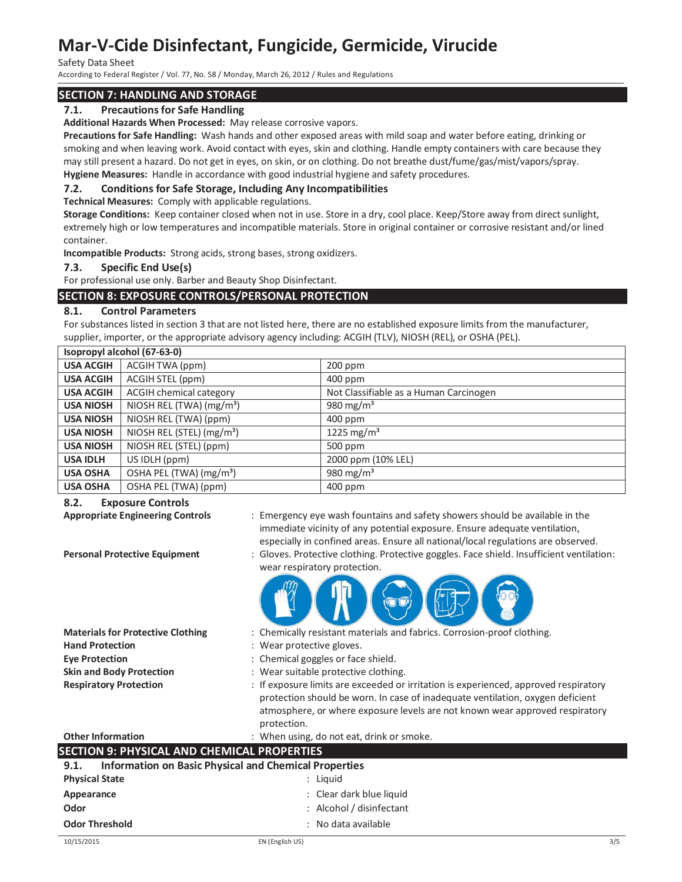## SECTION 7: HANDLING AND STORAGE

### 7.1. Precautions for Safe Handling

**Additional Hazards When Processed:** May release corrosive vapors.

**Precautions for Safe Handling:** Wash hands and other exposed areas with mild soap and water before eating, drinking or smoking and when leaving work. Avoid contact with eyes, skin and clothing. Handle empty containers with care because they may still present a hazard. Do not get in eyes, on skin, or on clothing. Do not breathe dust/fume/gas/mist/vapors/spray.

**Hygiene Measures:** Handle in accordance with good industrial hygiene and safety procedures.

### 7.2. Conditions for Safe Storage, Including Any Incompatibilities

**Technical Measures:** Comply with applicable regulations.

**Storage Conditions:** Keep container closed when not in use. Store in a dry, cool place. Keep/Store away from direct sunlight, extremely high or low temperatures and incompatible materials. Store in original container or corrosive resistant and/or lined container.

**Incompatible Products:** Strong acids, strong bases, strong oxidizers.

### 7.3. Specific End Use(s)

For professional use only. Barber and Beauty Shop Disinfectant.

## SECTION 8: EXPOSURE CONTROLS/PERSONAL PROTECTION

### 8.1. Control Parameters

For substances listed in section 3 that are not listed here, there are no established exposure limits from the manufacturer, supplier, importer, or the appropriate advisory agency including: ACGIH (TLV), NIOSH (REL), or OSHA (PEL).

| Isopropyl alcohol (67-63-0) | | |
|---|---|---|
| **USA ACGIH** | ACGIH TWA (ppm) | 200 ppm |
| **USA ACGIH** | ACGIH STEL (ppm) | 400 ppm |
| **USA ACGIH** | ACGIH chemical category | Not Classifiable as a Human Carcinogen |
| **USA NIOSH** | NIOSH REL (TWA) (mg/m³) | 980 mg/m³ |
| **USA NIOSH** | NIOSH REL (TWA) (ppm) | 400 ppm |
| **USA NIOSH** | NIOSH REL (STEL) (mg/m³) | 1225 mg/m³ |
| **USA NIOSH** | NIOSH REL (STEL) (ppm) | 500 ppm |
| **USA IDLH** | US IDLH (ppm) | 2000 ppm (10% LEL) |
| **USA OSHA** | OSHA PEL (TWA) (mg/m³) | 980 mg/m³ |
| **USA OSHA** | OSHA PEL (TWA) (ppm) | 400 ppm |

### 8.2. Exposure Controls

**Appropriate Engineering Controls** : Emergency eye wash fountains and safety showers should be available in the immediate vicinity of any potential exposure. Ensure adequate ventilation, especially in confined areas. Ensure all national/local regulations are observed.

**Personal Protective Equipment** : Gloves. Protective clothing. Protective goggles. Face shield. Insufficient ventilation: wear respiratory protection.

**Materials for Protective Clothing** : Chemically resistant materials and fabrics. Corrosion-proof clothing.

**Hand Protection** : Wear protective gloves.

**Eye Protection** : Chemical goggles or face shield.

**Skin and Body Protection** : Wear suitable protective clothing.

**Respiratory Protection** : If exposure limits are exceeded or irritation is experienced, approved respiratory protection should be worn. In case of inadequate ventilation, oxygen deficient atmosphere, or where exposure levels are not known wear approved respiratory protection.

**Other Information** : When using, do not eat, drink or smoke.

## SECTION 9: PHYSICAL AND CHEMICAL PROPERTIES

### 9.1. Information on Basic Physical and Chemical Properties

**Physical State** : Liquid

**Appearance** : Clear dark blue liquid

**Odor** : Alcohol / disinfectant

**Odor Threshold** : No data available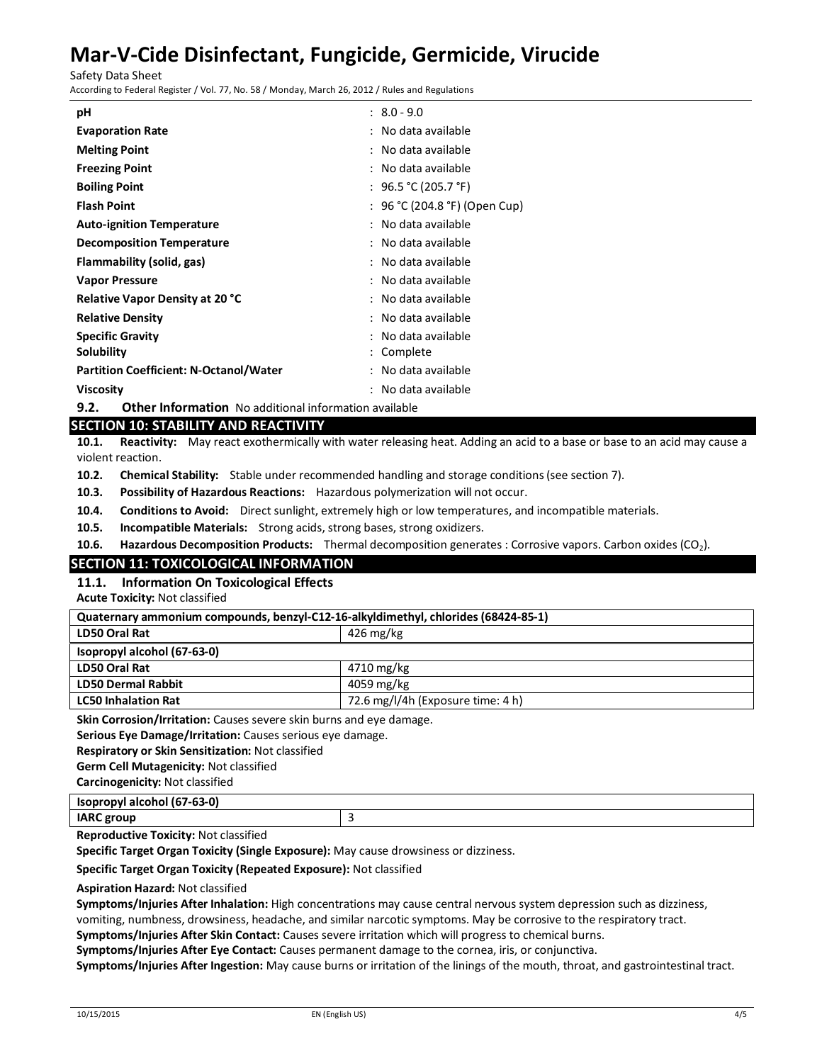| | |
|---|---|
| **pH** | : 8.0 - 9.0 |
| **Evaporation Rate** | : No data available |
| **Melting Point** | : No data available |
| **Freezing Point** | : No data available |
| **Boiling Point** | : 96.5 °C (205.7 °F) |
| **Flash Point** | : 96 °C (204.8 °F) (Open Cup) |
| **Auto-ignition Temperature** | : No data available |
| **Decomposition Temperature** | : No data available |
| **Flammability (solid, gas)** | : No data available |
| **Vapor Pressure** | : No data available |
| **Relative Vapor Density at 20 °C** | : No data available |
| **Relative Density** | : No data available |
| **Specific Gravity** | : No data available |
| **Solubility** | : Complete |
| **Partition Coefficient: N-Octanol/Water** | : No data available |
| **Viscosity** | : No data available |

**9.2. Other Information** No additional information available

## SECTION 10: STABILITY AND REACTIVITY

**10.1. Reactivity:** May react exothermically with water releasing heat. Adding an acid to a base or base to an acid may cause a violent reaction.

**10.2. Chemical Stability:** Stable under recommended handling and storage conditions (see section 7).

**10.3. Possibility of Hazardous Reactions:** Hazardous polymerization will not occur.

**10.4. Conditions to Avoid:** Direct sunlight, extremely high or low temperatures, and incompatible materials.

**10.5. Incompatible Materials:** Strong acids, strong bases, strong oxidizers.

**10.6. Hazardous Decomposition Products:** Thermal decomposition generates : Corrosive vapors. Carbon oxides ($CO_2$).

## SECTION 11: TOXICOLOGICAL INFORMATION

### 11.1. Information On Toxicological Effects

**Acute Toxicity:** Not classified

| Quaternary ammonium compounds, benzyl-C12-16-alkyldimethyl, chlorides (68424-85-1) | |
|---|---|
| **LD50 Oral Rat** | 426 mg/kg |
| **Isopropyl alcohol (67-63-0)** | |
| **LD50 Oral Rat** | 4710 mg/kg |
| **LD50 Dermal Rabbit** | 4059 mg/kg |
| **LC50 Inhalation Rat** | 72.6 mg/l/4h (Exposure time: 4 h) |

**Skin Corrosion/Irritation:** Causes severe skin burns and eye damage.

**Serious Eye Damage/Irritation:** Causes serious eye damage.

**Respiratory or Skin Sensitization:** Not classified

**Germ Cell Mutagenicity:** Not classified

**Carcinogenicity:** Not classified

| Isopropyl alcohol (67-63-0) | |
|---|---|
| **IARC group** | 3 |

**Reproductive Toxicity:** Not classified

**Specific Target Organ Toxicity (Single Exposure):** May cause drowsiness or dizziness.

**Specific Target Organ Toxicity (Repeated Exposure):** Not classified

**Aspiration Hazard:** Not classified

**Symptoms/Injuries After Inhalation:** High concentrations may cause central nervous system depression such as dizziness, vomiting, numbness, drowsiness, headache, and similar narcotic symptoms. May be corrosive to the respiratory tract.

**Symptoms/Injuries After Skin Contact:** Causes severe irritation which will progress to chemical burns.

**Symptoms/Injuries After Eye Contact:** Causes permanent damage to the cornea, iris, or conjunctiva.

**Symptoms/Injuries After Ingestion:** May cause burns or irritation of the linings of the mouth, throat, and gastrointestinal tract.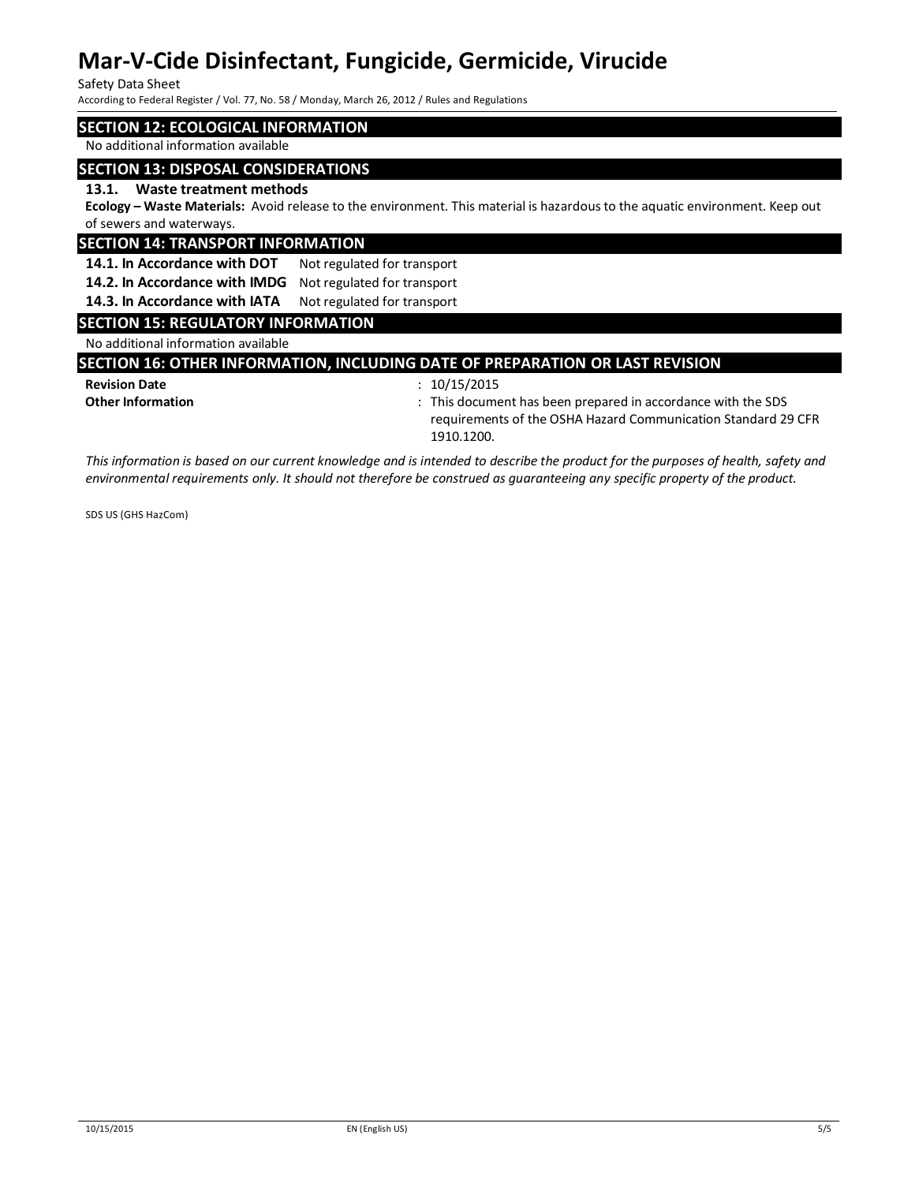## SECTION 12: ECOLOGICAL INFORMATION

No additional information available

## SECTION 13: DISPOSAL CONSIDERATIONS

### 13.1. Waste treatment methods

**Ecology – Waste Materials:** Avoid release to the environment. This material is hazardous to the aquatic environment. Keep out of sewers and waterways.

## SECTION 14: TRANSPORT INFORMATION

**14.1. In Accordance with DOT** Not regulated for transport

**14.2. In Accordance with IMDG** Not regulated for transport

**14.3. In Accordance with IATA** Not regulated for transport

## SECTION 15: REGULATORY INFORMATION

No additional information available

## SECTION 16: OTHER INFORMATION, INCLUDING DATE OF PREPARATION OR LAST REVISION

**Revision Date** : 10/15/2015

**Other Information** : This document has been prepared in accordance with the SDS requirements of the OSHA Hazard Communication Standard 29 CFR 1910.1200.

*This information is based on our current knowledge and is intended to describe the product for the purposes of health, safety and environmental requirements only. It should not therefore be construed as guaranteeing any specific property of the product.*

SDS US (GHS HazCom)